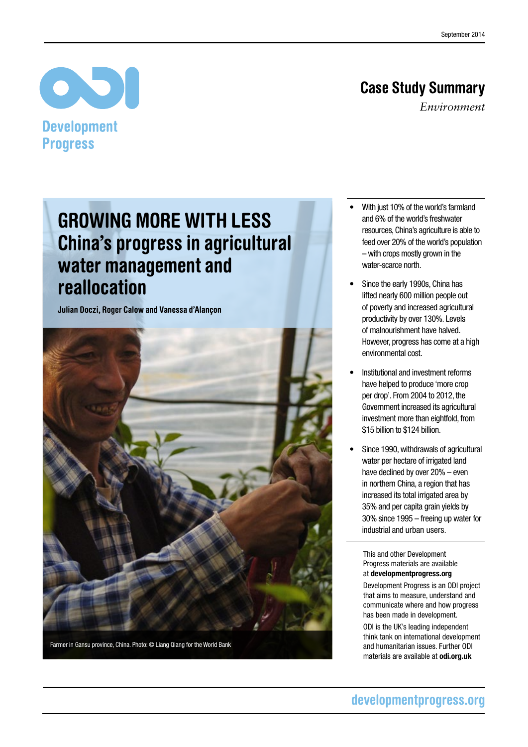September 2014

Development Progress

## Case Study Summary

*Environment*

# GROWING MORE WITH LESS China's progress in agricultural water management and reallocation

**Julian Doczi, Roger Calow and Vanessa d'Alançon**

Farmer in Gansu province, China. Photo: © Liang Qiang for the World Bank

- With just 10% of the world's farmland and 6% of the world's freshwater resources, China's agriculture is able to feed over 20% of the world's population – with crops mostly grown in the water-scarce north.
- Since the early 1990s, China has lifted nearly 600 million people out of poverty and increased agricultural productivity by over 130%. Levels of malnourishment have halved. However, progress has come at a high environmental cost.
- Institutional and investment reforms have helped to produce 'more crop per drop'. From 2004 to 2012, the Government increased its agricultural investment more than eightfold, from $15 billion to $124 billion.
- Since 1990, withdrawals of agricultural water per hectare of irrigated land have declined by over 20% – even in northern China, a region that has increased its total irrigated area by 35% and per capita grain yields by 30% since 1995 – freeing up water for industrial and urban users.

This and other Development Progress materials are available at **developmentprogress.org**

Development Progress is an ODI project that aims to measure, understand and communicate where and how progress has been made in development.

ODI is the UK's leading independent think tank on international development and humanitarian issues. Further ODI materials are available at **odi.org.uk**

developmentprogress.org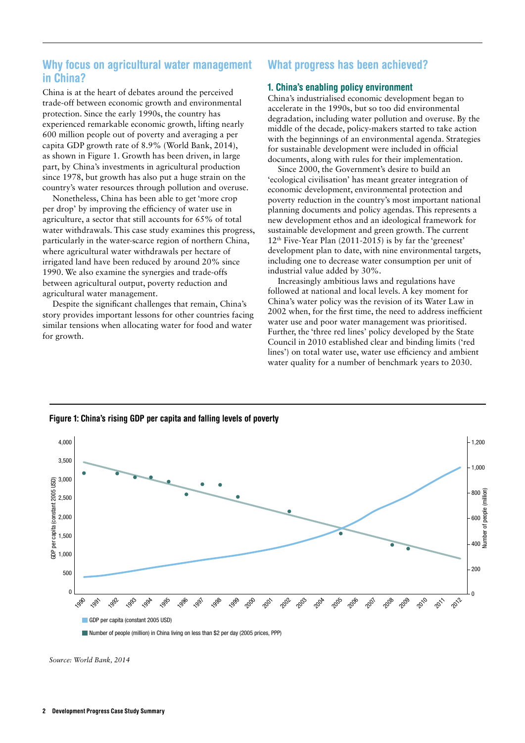## Why focus on agricultural water management in China?

China is at the heart of debates around the perceived trade-off between economic growth and environmental protection. Since the early 1990s, the country has experienced remarkable economic growth, lifting nearly 600 million people out of poverty and averaging a per capita GDP growth rate of 8.9% (World Bank, 2014), as shown in Figure 1. Growth has been driven, in large part, by China's investments in agricultural production since 1978, but growth has also put a huge strain on the country's water resources through pollution and overuse.

Nonetheless, China has been able to get 'more crop per drop' by improving the efficiency of water use in agriculture, a sector that still accounts for 65% of total water withdrawals. This case study examines this progress, particularly in the water-scarce region of northern China, where agricultural water withdrawals per hectare of irrigated land have been reduced by around 20% since 1990. We also examine the synergies and trade-offs between agricultural output, poverty reduction and agricultural water management.

Despite the significant challenges that remain, China's story provides important lessons for other countries facing similar tensions when allocating water for food and water for growth.

## What progress has been achieved?

### 1. China's enabling policy environment

China's industrialised economic development began to accelerate in the 1990s, but so too did environmental degradation, including water pollution and overuse. By the middle of the decade, policy-makers started to take action with the beginnings of an environmental agenda. Strategies for sustainable development were included in official documents, along with rules for their implementation.

Since 2000, the Government's desire to build an 'ecological civilisation' has meant greater integration of economic development, environmental protection and poverty reduction in the country's most important national planning documents and policy agendas. This represents a new development ethos and an ideological framework for sustainable development and green growth. The current 12th Five-Year Plan (2011-2015) is by far the 'greenest' development plan to date, with nine environmental targets, including one to decrease water consumption per unit of industrial value added by 30%.

Increasingly ambitious laws and regulations have followed at national and local levels. A key moment for China's water policy was the revision of its Water Law in 2002 when, for the first time, the need to address inefficient water use and poor water management was prioritised. Further, the 'three red lines' policy developed by the State Council in 2010 established clear and binding limits ('red lines') on total water use, water use efficiency and ambient water quality for a number of benchmark years to 2030.

**Figure 1: China's rising GDP per capita and falling levels of poverty**

*Source: World Bank, 2014*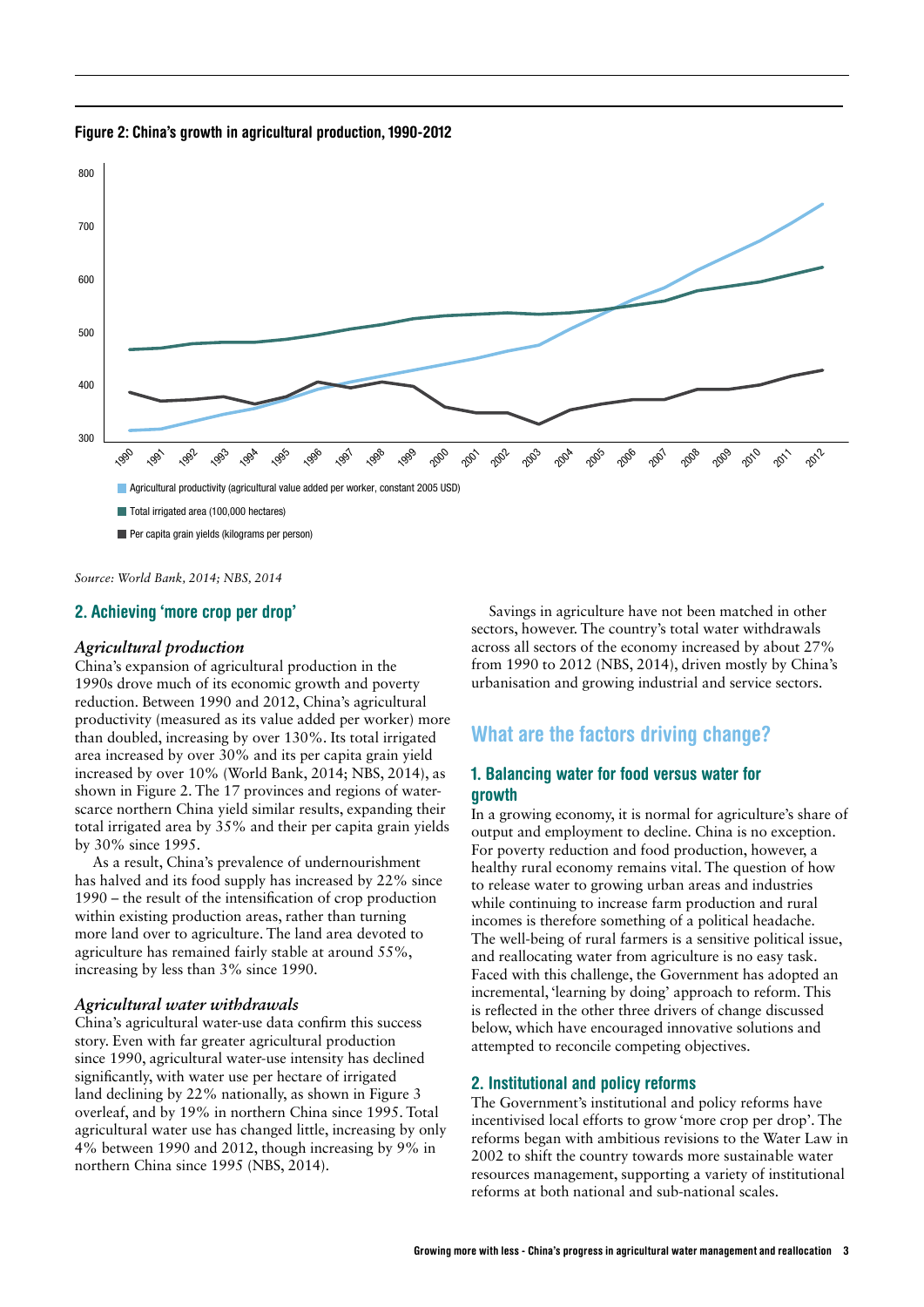**Figure 2: China's growth in agricultural production, 1990-2012**

Source: World Bank, 2014; NBS, 2014

## 2. Achieving 'more crop per drop'

### *Agricultural production*

China's expansion of agricultural production in the 1990s drove much of its economic growth and poverty reduction. Between 1990 and 2012, China's agricultural productivity (measured as its value added per worker) more than doubled, increasing by over 130%. Its total irrigated area increased by over 30% and its per capita grain yield increased by over 10% (World Bank, 2014; NBS, 2014), as shown in Figure 2. The 17 provinces and regions of water-scarce northern China yield similar results, expanding their total irrigated area by 35% and their per capita grain yields by 30% since 1995.

As a result, China's prevalence of undernourishment has halved and its food supply has increased by 22% since 1990 – the result of the intensification of crop production within existing production areas, rather than turning more land over to agriculture. The land area devoted to agriculture has remained fairly stable at around 55%, increasing by less than 3% since 1990.

### *Agricultural water withdrawals*

China's agricultural water-use data confirm this success story. Even with far greater agricultural production since 1990, agricultural water-use intensity has declined significantly, with water use per hectare of irrigated land declining by 22% nationally, as shown in Figure 3 overleaf, and by 19% in northern China since 1995. Total agricultural water use has changed little, increasing by only 4% between 1990 and 2012, though increasing by 9% in northern China since 1995 (NBS, 2014).

Savings in agriculture have not been matched in other sectors, however. The country's total water withdrawals across all sectors of the economy increased by about 27% from 1990 to 2012 (NBS, 2014), driven mostly by China's urbanisation and growing industrial and service sectors.

## What are the factors driving change?

### 1. Balancing water for food versus water for growth

In a growing economy, it is normal for agriculture's share of output and employment to decline. China is no exception. For poverty reduction and food production, however, a healthy rural economy remains vital. The question of how to release water to growing urban areas and industries while continuing to increase farm production and rural incomes is therefore something of a political headache. The well-being of rural farmers is a sensitive political issue, and reallocating water from agriculture is no easy task. Faced with this challenge, the Government has adopted an incremental, 'learning by doing' approach to reform. This is reflected in the other three drivers of change discussed below, which have encouraged innovative solutions and attempted to reconcile competing objectives.

### 2. Institutional and policy reforms

The Government's institutional and policy reforms have incentivised local efforts to grow 'more crop per drop'. The reforms began with ambitious revisions to the Water Law in 2002 to shift the country towards more sustainable water resources management, supporting a variety of institutional reforms at both national and sub-national scales.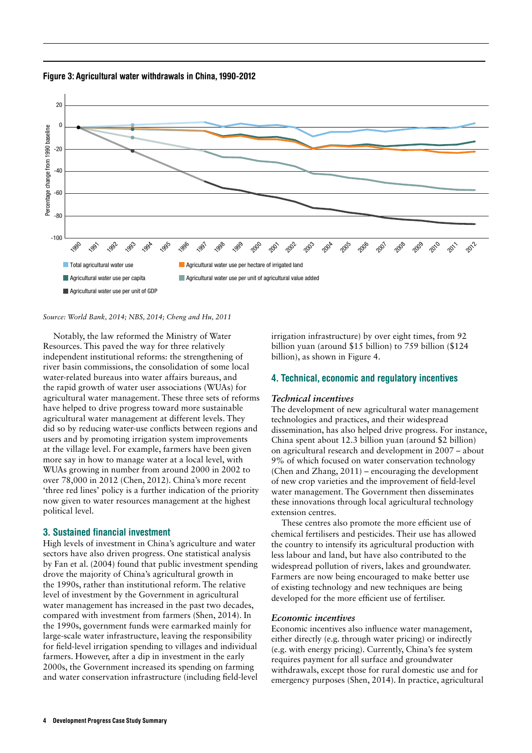**Figure 3: Agricultural water withdrawals in China, 1990-2012**

*Source: World Bank, 2014; NBS, 2014; Cheng and Hu, 2011*

Notably, the law reformed the Ministry of Water Resources. This paved the way for three relatively independent institutional reforms: the strengthening of river basin commissions, the consolidation of some local water-related bureaus into water affairs bureaus, and the rapid growth of water user associations (WUAs) for agricultural water management. These three sets of reforms have helped to drive progress toward more sustainable agricultural water management at different levels. They did so by reducing water-use conflicts between regions and users and by promoting irrigation system improvements at the village level. For example, farmers have been given more say in how to manage water at a local level, with WUAs growing in number from around 2000 in 2002 to over 78,000 in 2012 (Chen, 2012). China's more recent 'three red lines' policy is a further indication of the priority now given to water resources management at the highest political level.

## 3. Sustained financial investment

High levels of investment in China's agriculture and water sectors have also driven progress. One statistical analysis by Fan et al. (2004) found that public investment spending drove the majority of China's agricultural growth in the 1990s, rather than institutional reform. The relative level of investment by the Government in agricultural water management has increased in the past two decades, compared with investment from farmers (Shen, 2014). In the 1990s, government funds were earmarked mainly for large-scale water infrastructure, leaving the responsibility for field-level irrigation spending to villages and individual farmers. However, after a dip in investment in the early 2000s, the Government increased its spending on farming and water conservation infrastructure (including field-level irrigation infrastructure) by over eight times, from 92 billion yuan (around $15 billion) to 759 billion ($124 billion), as shown in Figure 4.

## 4. Technical, economic and regulatory incentives

### *Technical incentives*

The development of new agricultural water management technologies and practices, and their widespread dissemination, has also helped drive progress. For instance, China spent about 12.3 billion yuan (around $2 billion) on agricultural research and development in 2007 – about 9% of which focused on water conservation technology (Chen and Zhang, 2011) – encouraging the development of new crop varieties and the improvement of field-level water management. The Government then disseminates these innovations through local agricultural technology extension centres.

These centres also promote the more efficient use of chemical fertilisers and pesticides. Their use has allowed the country to intensify its agricultural production with less labour and land, but have also contributed to the widespread pollution of rivers, lakes and groundwater. Farmers are now being encouraged to make better use of existing technology and new techniques are being developed for the more efficient use of fertiliser.

### *Economic incentives*

Economic incentives also influence water management, either directly (e.g. through water pricing) or indirectly (e.g. with energy pricing). Currently, China's fee system requires payment for all surface and groundwater withdrawals, except those for rural domestic use and for emergency purposes (Shen, 2014). In practice, agricultural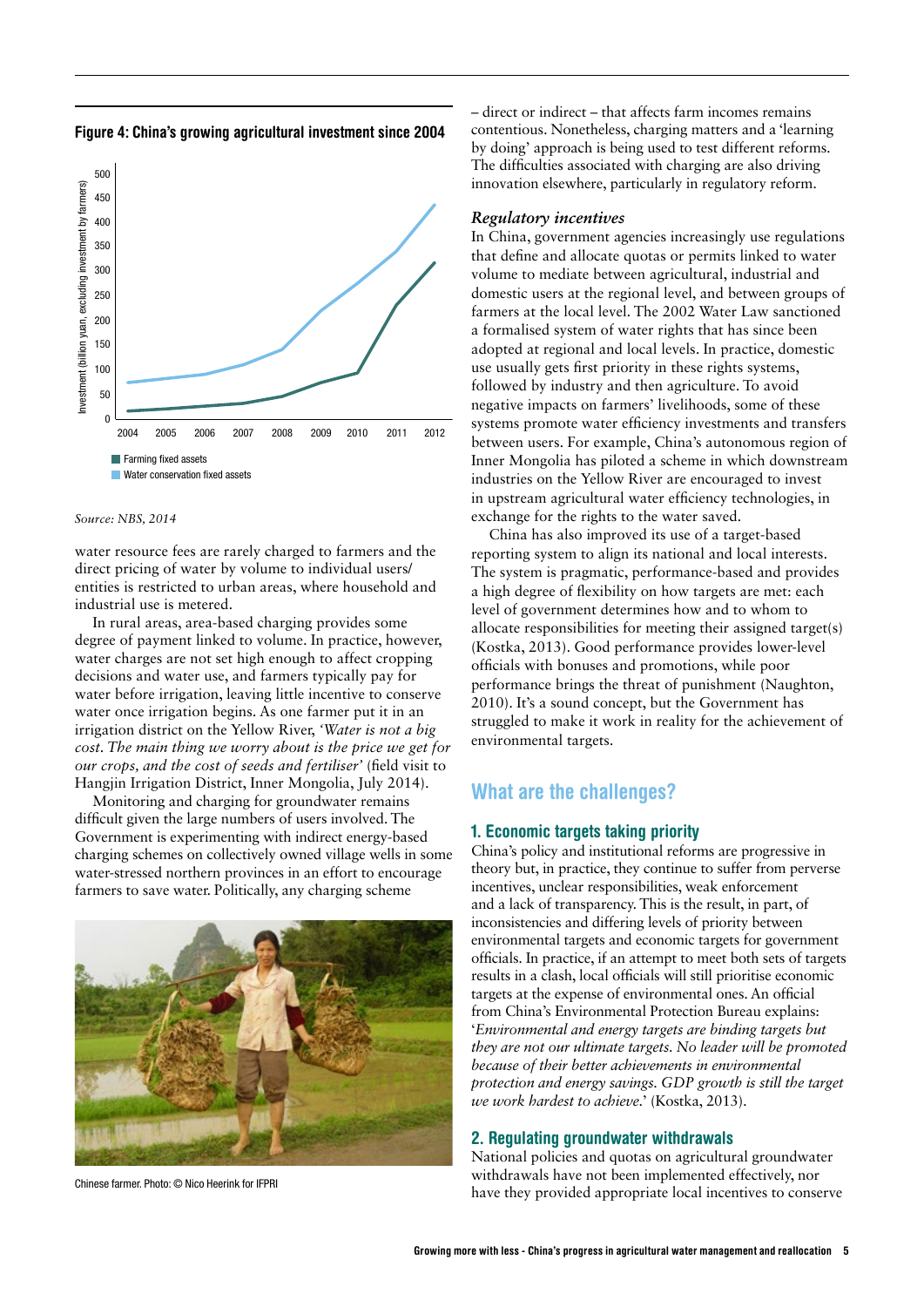**Figure 4: China's growing agricultural investment since 2004**

*Source: NBS, 2014*

water resource fees are rarely charged to farmers and the direct pricing of water by volume to individual users/ entities is restricted to urban areas, where household and industrial use is metered.

In rural areas, area-based charging provides some degree of payment linked to volume. In practice, however, water charges are not set high enough to affect cropping decisions and water use, and farmers typically pay for water before irrigation, leaving little incentive to conserve water once irrigation begins. As one farmer put it in an irrigation district on the Yellow River, *'Water is not a big cost. The main thing we worry about is the price we get for our crops, and the cost of seeds and fertiliser'* (field visit to Hangjin Irrigation District, Inner Mongolia, July 2014).

Monitoring and charging for groundwater remains difficult given the large numbers of users involved. The Government is experimenting with indirect energy-based charging schemes on collectively owned village wells in some water-stressed northern provinces in an effort to encourage farmers to save water. Politically, any charging scheme – direct or indirect – that affects farm incomes remains contentious. Nonetheless, charging matters and a 'learning by doing' approach is being used to test different reforms. The difficulties associated with charging are also driving innovation elsewhere, particularly in regulatory reform.

Chinese farmer. Photo: © Nico Heerink for IFPRI

### *Regulatory incentives*

In China, government agencies increasingly use regulations that define and allocate quotas or permits linked to water volume to mediate between agricultural, industrial and domestic users at the regional level, and between groups of farmers at the local level. The 2002 Water Law sanctioned a formalised system of water rights that has since been adopted at regional and local levels. In practice, domestic use usually gets first priority in these rights systems, followed by industry and then agriculture. To avoid negative impacts on farmers' livelihoods, some of these systems promote water efficiency investments and transfers between users. For example, China's autonomous region of Inner Mongolia has piloted a scheme in which downstream industries on the Yellow River are encouraged to invest in upstream agricultural water efficiency technologies, in exchange for the rights to the water saved.

China has also improved its use of a target-based reporting system to align its national and local interests. The system is pragmatic, performance-based and provides a high degree of flexibility on how targets are met: each level of government determines how and to whom to allocate responsibilities for meeting their assigned target(s) (Kostka, 2013). Good performance provides lower-level officials with bonuses and promotions, while poor performance brings the threat of punishment (Naughton, 2010). It's a sound concept, but the Government has struggled to make it work in reality for the achievement of environmental targets.

## What are the challenges?

### 1. Economic targets taking priority

China's policy and institutional reforms are progressive in theory but, in practice, they continue to suffer from perverse incentives, unclear responsibilities, weak enforcement and a lack of transparency. This is the result, in part, of inconsistencies and differing levels of priority between environmental targets and economic targets for government officials. In practice, if an attempt to meet both sets of targets results in a clash, local officials will still prioritise economic targets at the expense of environmental ones. An official from China's Environmental Protection Bureau explains: '*Environmental and energy targets are binding targets but they are not our ultimate targets. No leader will be promoted because of their better achievements in environmental protection and energy savings. GDP growth is still the target we work hardest to achieve.*' (Kostka, 2013).

### 2. Regulating groundwater withdrawals

National policies and quotas on agricultural groundwater withdrawals have not been implemented effectively, nor have they provided appropriate local incentives to conserve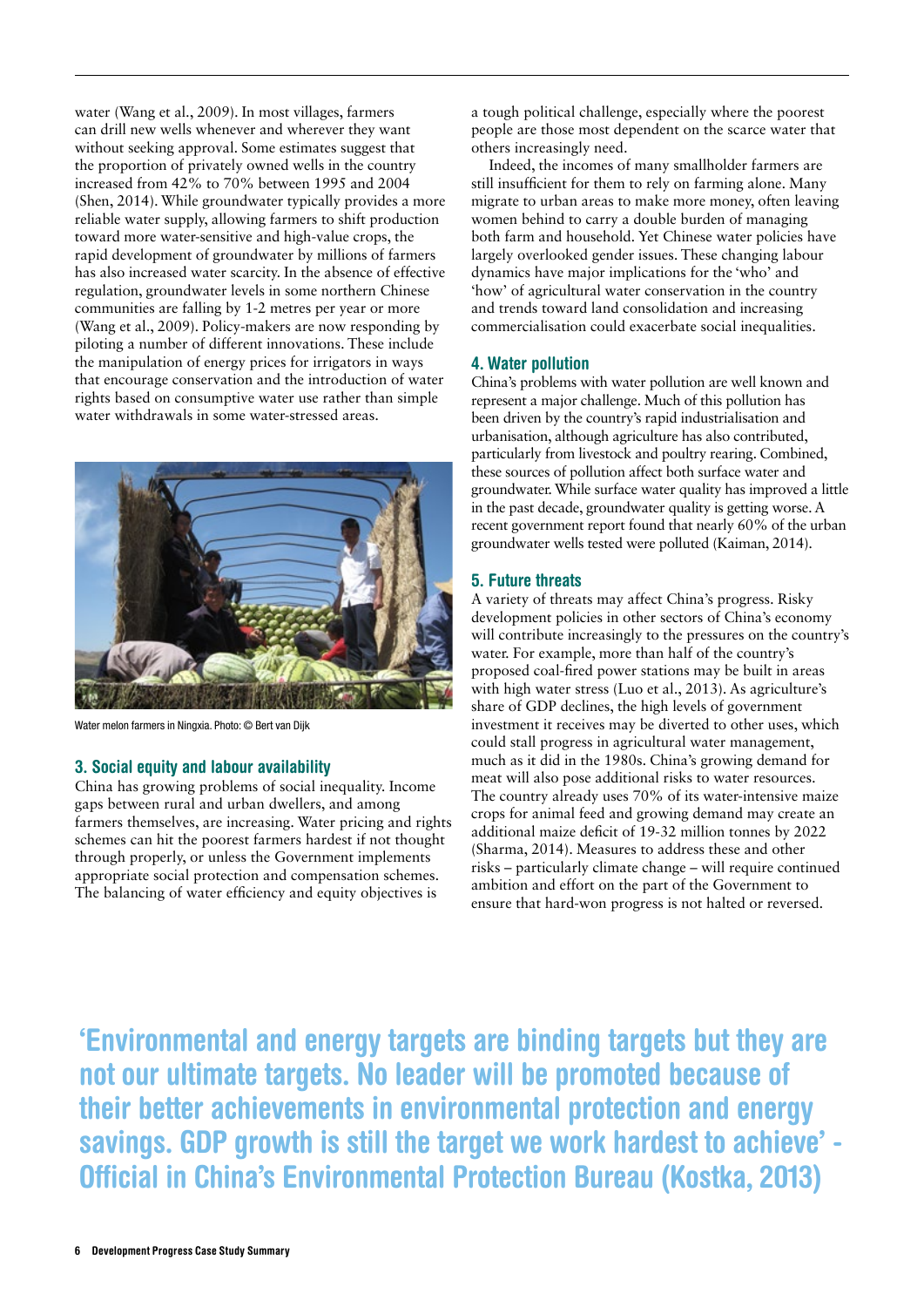water (Wang et al., 2009). In most villages, farmers can drill new wells whenever and wherever they want without seeking approval. Some estimates suggest that the proportion of privately owned wells in the country increased from 42% to 70% between 1995 and 2004 (Shen, 2014). While groundwater typically provides a more reliable water supply, allowing farmers to shift production toward more water-sensitive and high-value crops, the rapid development of groundwater by millions of farmers has also increased water scarcity. In the absence of effective regulation, groundwater levels in some northern Chinese communities are falling by 1-2 metres per year or more (Wang et al., 2009). Policy-makers are now responding by piloting a number of different innovations. These include the manipulation of energy prices for irrigators in ways that encourage conservation and the introduction of water rights based on consumptive water use rather than simple water withdrawals in some water-stressed areas.

Water melon farmers in Ningxia. Photo: © Bert van Dijk

### 3. Social equity and labour availability

China has growing problems of social inequality. Income gaps between rural and urban dwellers, and among farmers themselves, are increasing. Water pricing and rights schemes can hit the poorest farmers hardest if not thought through properly, or unless the Government implements appropriate social protection and compensation schemes. The balancing of water efficiency and equity objectives is a tough political challenge, especially where the poorest people are those most dependent on the scarce water that others increasingly need.

Indeed, the incomes of many smallholder farmers are still insufficient for them to rely on farming alone. Many migrate to urban areas to make more money, often leaving women behind to carry a double burden of managing both farm and household. Yet Chinese water policies have largely overlooked gender issues. These changing labour dynamics have major implications for the 'who' and 'how' of agricultural water conservation in the country and trends toward land consolidation and increasing commercialisation could exacerbate social inequalities.

### 4. Water pollution

China's problems with water pollution are well known and represent a major challenge. Much of this pollution has been driven by the country's rapid industrialisation and urbanisation, although agriculture has also contributed, particularly from livestock and poultry rearing. Combined, these sources of pollution affect both surface water and groundwater. While surface water quality has improved a little in the past decade, groundwater quality is getting worse. A recent government report found that nearly 60% of the urban groundwater wells tested were polluted (Kaiman, 2014).

### 5. Future threats

A variety of threats may affect China's progress. Risky development policies in other sectors of China's economy will contribute increasingly to the pressures on the country's water. For example, more than half of the country's proposed coal-fired power stations may be built in areas with high water stress (Luo et al., 2013). As agriculture's share of GDP declines, the high levels of government investment it receives may be diverted to other uses, which could stall progress in agricultural water management, much as it did in the 1980s. China's growing demand for meat will also pose additional risks to water resources. The country already uses 70% of its water-intensive maize crops for animal feed and growing demand may create an additional maize deficit of 19-32 million tonnes by 2022 (Sharma, 2014). Measures to address these and other risks – particularly climate change – will require continued ambition and effort on the part of the Government to ensure that hard-won progress is not halted or reversed.

**'Environmental and energy targets are binding targets but they are not our ultimate targets. No leader will be promoted because of their better achievements in environmental protection and energy savings. GDP growth is still the target we work hardest to achieve' - Official in China's Environmental Protection Bureau (Kostka, 2013)**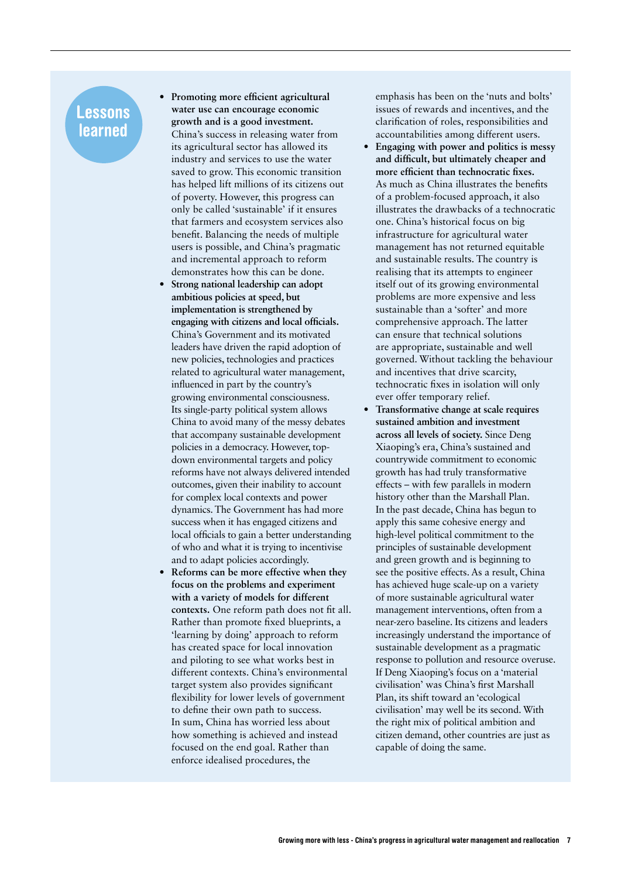## Lessons learned

- **Promoting more efficient agricultural water use can encourage economic growth and is a good investment.** China's success in releasing water from its agricultural sector has allowed its industry and services to use the water saved to grow. This economic transition has helped lift millions of its citizens out of poverty. However, this progress can only be called 'sustainable' if it ensures that farmers and ecosystem services also benefit. Balancing the needs of multiple users is possible, and China's pragmatic and incremental approach to reform demonstrates how this can be done.
- **Strong national leadership can adopt ambitious policies at speed, but implementation is strengthened by engaging with citizens and local officials.** China's Government and its motivated leaders have driven the rapid adoption of new policies, technologies and practices related to agricultural water management, influenced in part by the country's growing environmental consciousness. Its single-party political system allows China to avoid many of the messy debates that accompany sustainable development policies in a democracy. However, top-down environmental targets and policy reforms have not always delivered intended outcomes, given their inability to account for complex local contexts and power dynamics. The Government has had more success when it has engaged citizens and local officials to gain a better understanding of who and what it is trying to incentivise and to adapt policies accordingly.
- **Reforms can be more effective when they focus on the problems and experiment with a variety of models for different contexts.** One reform path does not fit all. Rather than promote fixed blueprints, a 'learning by doing' approach to reform has created space for local innovation and piloting to see what works best in different contexts. China's environmental target system also provides significant flexibility for lower levels of government to define their own path to success. In sum, China has worried less about how something is achieved and instead focused on the end goal. Rather than enforce idealised procedures, the emphasis has been on the 'nuts and bolts' issues of rewards and incentives, and the clarification of roles, responsibilities and accountabilities among different users.
- **Engaging with power and politics is messy and difficult, but ultimately cheaper and more efficient than technocratic fixes.** As much as China illustrates the benefits of a problem-focused approach, it also illustrates the drawbacks of a technocratic one. China's historical focus on big infrastructure for agricultural water management has not returned equitable and sustainable results. The country is realising that its attempts to engineer itself out of its growing environmental problems are more expensive and less sustainable than a 'softer' and more comprehensive approach. The latter can ensure that technical solutions are appropriate, sustainable and well governed. Without tackling the behaviour and incentives that drive scarcity, technocratic fixes in isolation will only ever offer temporary relief.
- **Transformative change at scale requires sustained ambition and investment across all levels of society.** Since Deng Xiaoping's era, China's sustained and countrywide commitment to economic growth has had truly transformative effects – with few parallels in modern history other than the Marshall Plan. In the past decade, China has begun to apply this same cohesive energy and high-level political commitment to the principles of sustainable development and green growth and is beginning to see the positive effects. As a result, China has achieved huge scale-up on a variety of more sustainable agricultural water management interventions, often from a near-zero baseline. Its citizens and leaders increasingly understand the importance of sustainable development as a pragmatic response to pollution and resource overuse. If Deng Xiaoping's focus on a 'material civilisation' was China's first Marshall Plan, its shift toward an 'ecological civilisation' may well be its second. With the right mix of political ambition and citizen demand, other countries are just as capable of doing the same.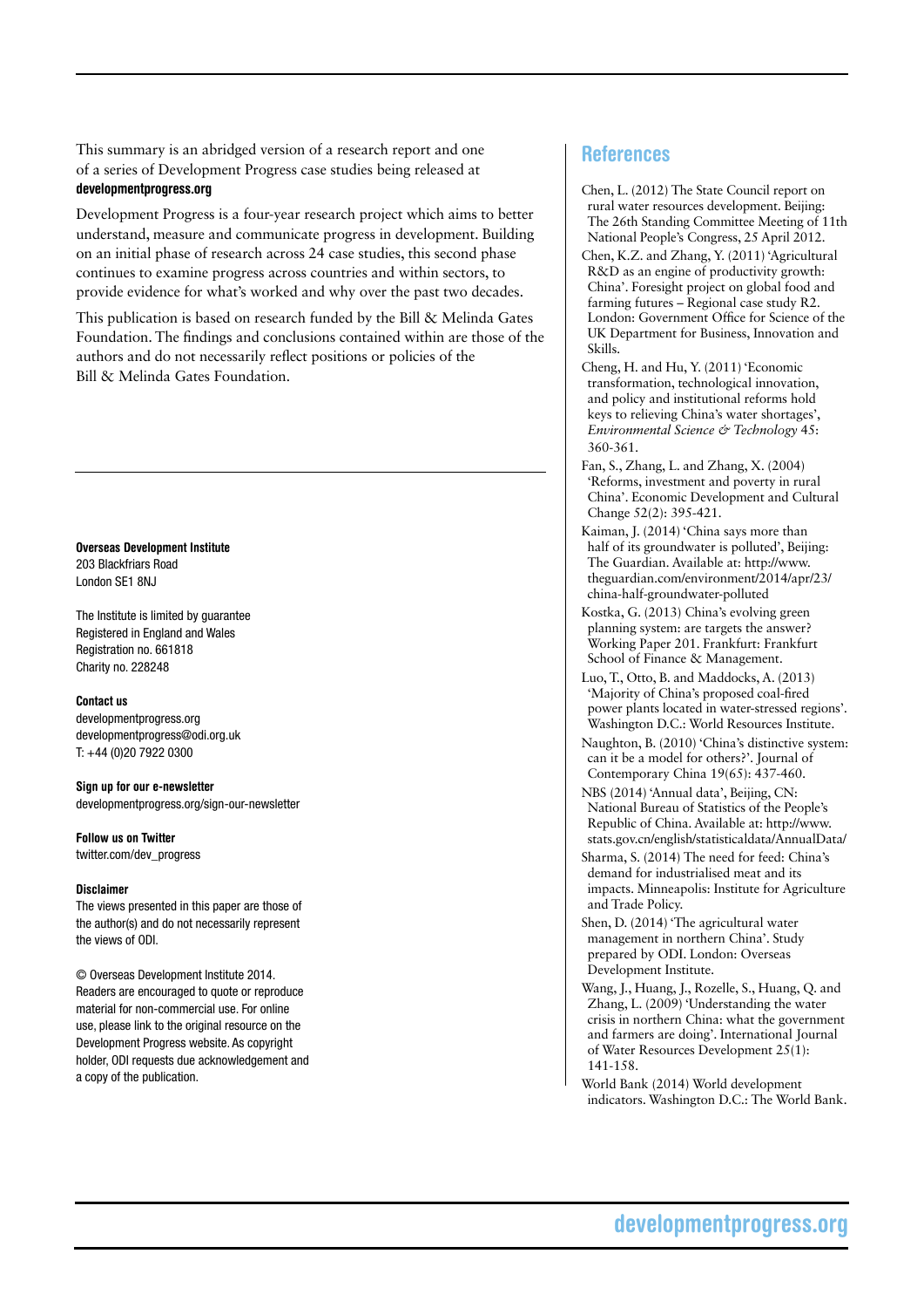This summary is an abridged version of a research report and one of a series of Development Progress case studies being released at **developmentprogress.org**

Development Progress is a four-year research project which aims to better understand, measure and communicate progress in development. Building on an initial phase of research across 24 case studies, this second phase continues to examine progress across countries and within sectors, to provide evidence for what's worked and why over the past two decades.

This publication is based on research funded by the Bill & Melinda Gates Foundation. The findings and conclusions contained within are those of the authors and do not necessarily reflect positions or policies of the Bill & Melinda Gates Foundation.

**Overseas Development Institute**
203 Blackfriars Road
London SE1 8NJ

The Institute is limited by guarantee
Registered in England and Wales
Registration no. 661818
Charity no. 228248

**Contact us**
developmentprogress.org
developmentprogress@odi.org.uk
T: +44 (0)20 7922 0300

**Sign up for our e-newsletter**
developmentprogress.org/sign-our-newsletter

**Follow us on Twitter**
twitter.com/dev_progress

**Disclaimer**
The views presented in this paper are those of the author(s) and do not necessarily represent the views of ODI.

© Overseas Development Institute 2014. Readers are encouraged to quote or reproduce material for non-commercial use. For online use, please link to the original resource on the Development Progress website. As copyright holder, ODI requests due acknowledgement and a copy of the publication.

## References

Chen, L. (2012) The State Council report on rural water resources development. Beijing: The 26th Standing Committee Meeting of 11th National People's Congress, 25 April 2012.

Chen, K.Z. and Zhang, Y. (2011) 'Agricultural R&D as an engine of productivity growth: China'. Foresight project on global food and farming futures – Regional case study R2. London: Government Office for Science of the UK Department for Business, Innovation and Skills.

Cheng, H. and Hu, Y. (2011) 'Economic transformation, technological innovation, and policy and institutional reforms hold keys to relieving China's water shortages', *Environmental Science & Technology* 45: 360-361.

Fan, S., Zhang, L. and Zhang, X. (2004) 'Reforms, investment and poverty in rural China'. Economic Development and Cultural Change 52(2): 395-421.

Kaiman, J. (2014) 'China says more than half of its groundwater is polluted', Beijing: The Guardian. Available at: http://www.theguardian.com/environment/2014/apr/23/china-half-groundwater-polluted

Kostka, G. (2013) China's evolving green planning system: are targets the answer? Working Paper 201. Frankfurt: Frankfurt School of Finance & Management.

Luo, T., Otto, B. and Maddocks, A. (2013) 'Majority of China's proposed coal-fired power plants located in water-stressed regions'. Washington D.C.: World Resources Institute.

Naughton, B. (2010) 'China's distinctive system: can it be a model for others?'. Journal of Contemporary China 19(65): 437-460.

NBS (2014) 'Annual data', Beijing, CN: National Bureau of Statistics of the People's Republic of China. Available at: http://www.stats.gov.cn/english/statisticaldata/AnnualData/

Sharma, S. (2014) The need for feed: China's demand for industrialised meat and its impacts. Minneapolis: Institute for Agriculture and Trade Policy.

Shen, D. (2014) 'The agricultural water management in northern China'. Study prepared by ODI. London: Overseas Development Institute.

Wang, J., Huang, J., Rozelle, S., Huang, Q. and Zhang, L. (2009) 'Understanding the water crisis in northern China: what the government and farmers are doing'. International Journal of Water Resources Development 25(1): 141-158.

World Bank (2014) World development indicators. Washington D.C.: The World Bank.